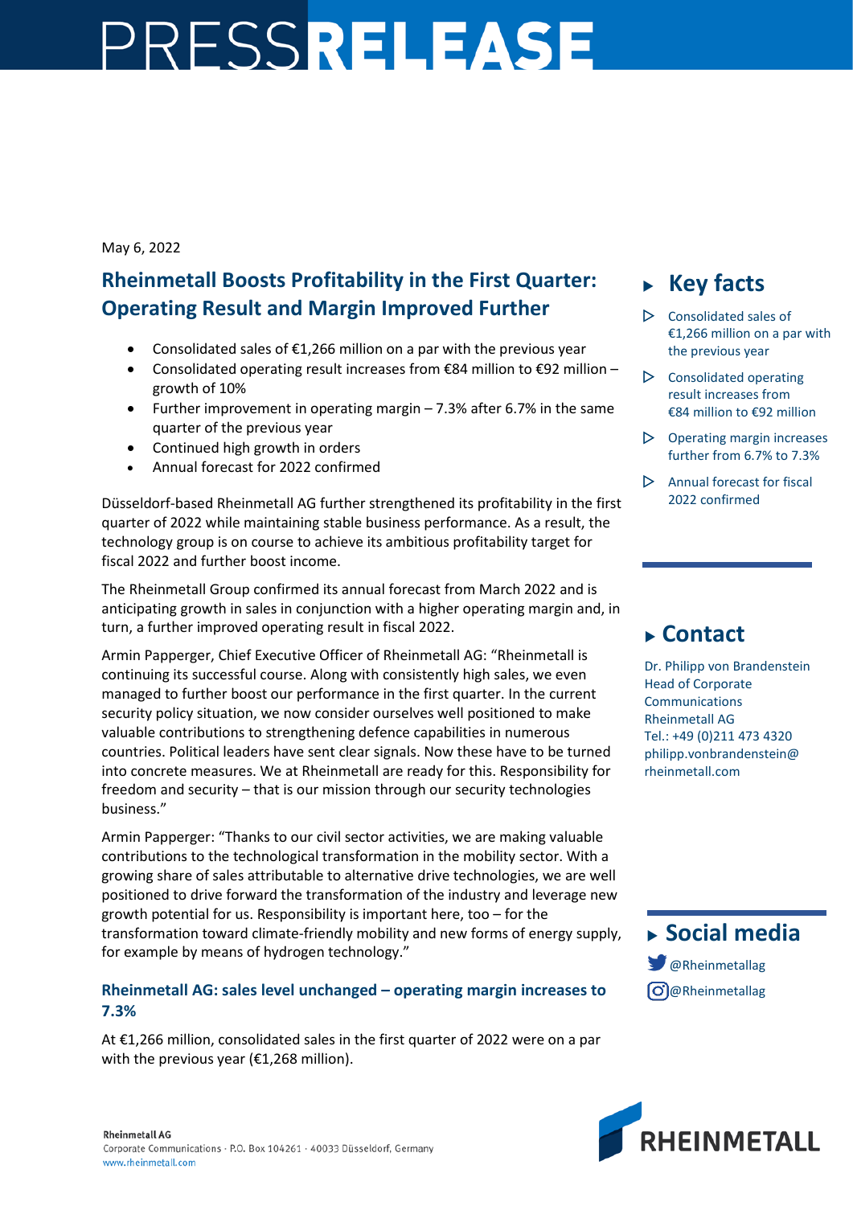# PRESSRELEASE

May 6, 2022

## Rheinmetall Boosts Profitability in the First Quarter: Operating Result and Margin Improved Further

- Consolidated sales of €1,266 million on a par with the previous year
- Consolidated operating result increases from €84 million to €92 million – growth of 10%
- Further improvement in operating margin – 7.3% after 6.7% in the same quarter of the previous year
- Continued high growth in orders
- Annual forecast for 2022 confirmed

Düsseldorf-based Rheinmetall AG further strengthened its profitability in the first quarter of 2022 while maintaining stable business performance. As a result, the technology group is on course to achieve its ambitious profitability target for fiscal 2022 and further boost income.

The Rheinmetall Group confirmed its annual forecast from March 2022 and is anticipating growth in sales in conjunction with a higher operating margin and, in turn, a further improved operating result in fiscal 2022.

Armin Papperger, Chief Executive Officer of Rheinmetall AG: "Rheinmetall is continuing its successful course. Along with consistently high sales, we even managed to further boost our performance in the first quarter. In the current security policy situation, we now consider ourselves well positioned to make valuable contributions to strengthening defence capabilities in numerous countries. Political leaders have sent clear signals. Now these have to be turned into concrete measures. We at Rheinmetall are ready for this. Responsibility for freedom and security – that is our mission through our security technologies business."

Armin Papperger: "Thanks to our civil sector activities, we are making valuable contributions to the technological transformation in the mobility sector. With a growing share of sales attributable to alternative drive technologies, we are well positioned to drive forward the transformation of the industry and leverage new growth potential for us. Responsibility is important here, too – for the transformation toward climate-friendly mobility and new forms of energy supply, for example by means of hydrogen technology."

### Rheinmetall AG: sales level unchanged – operating margin increases to 7.3%

At €1,266 million, consolidated sales in the first quarter of 2022 were on a par with the previous year (€1,268 million).

## Key facts

- Consolidated sales of €1,266 million on a par with the previous year
- Consolidated operating result increases from €84 million to €92 million
- Operating margin increases further from 6.7% to 7.3%
- Annual forecast for fiscal 2022 confirmed

## Contact

Dr. Philipp von Brandenstein
Head of Corporate Communications
Rheinmetall AG
Tel.: +49 (0)211 473 4320
philipp.vonbrandenstein@rheinmetall.com

## Social media

@Rheinmetallag
@Rheinmetallag

Rheinmetall AG
Corporate Communications · P.O. Box 104261 · 40033 Düsseldorf, Germany
www.rheinmetall.com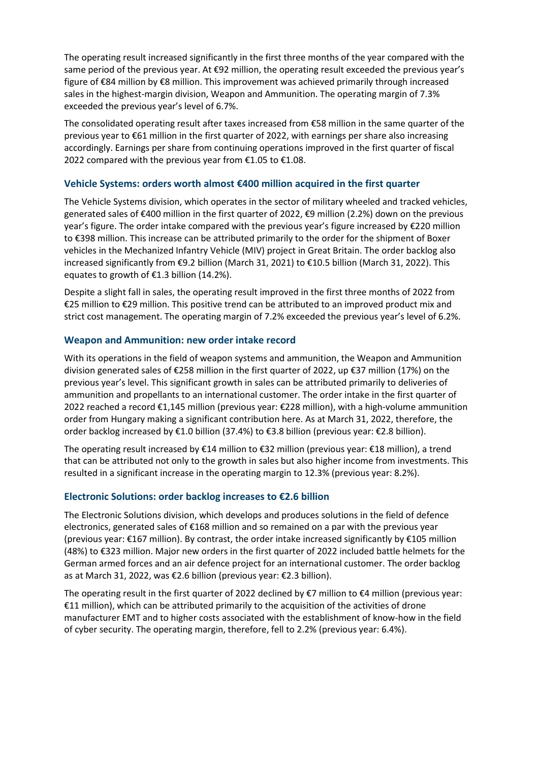The operating result increased significantly in the first three months of the year compared with the same period of the previous year. At €92 million, the operating result exceeded the previous year's figure of €84 million by €8 million. This improvement was achieved primarily through increased sales in the highest-margin division, Weapon and Ammunition. The operating margin of 7.3% exceeded the previous year's level of 6.7%.

The consolidated operating result after taxes increased from €58 million in the same quarter of the previous year to €61 million in the first quarter of 2022, with earnings per share also increasing accordingly. Earnings per share from continuing operations improved in the first quarter of fiscal 2022 compared with the previous year from €1.05 to €1.08.

## Vehicle Systems: orders worth almost €400 million acquired in the first quarter

The Vehicle Systems division, which operates in the sector of military wheeled and tracked vehicles, generated sales of €400 million in the first quarter of 2022, €9 million (2.2%) down on the previous year's figure. The order intake compared with the previous year's figure increased by €220 million to €398 million. This increase can be attributed primarily to the order for the shipment of Boxer vehicles in the Mechanized Infantry Vehicle (MIV) project in Great Britain. The order backlog also increased significantly from €9.2 billion (March 31, 2021) to €10.5 billion (March 31, 2022). This equates to growth of €1.3 billion (14.2%).

Despite a slight fall in sales, the operating result improved in the first three months of 2022 from €25 million to €29 million. This positive trend can be attributed to an improved product mix and strict cost management. The operating margin of 7.2% exceeded the previous year's level of 6.2%.

## Weapon and Ammunition: new order intake record

With its operations in the field of weapon systems and ammunition, the Weapon and Ammunition division generated sales of €258 million in the first quarter of 2022, up €37 million (17%) on the previous year's level. This significant growth in sales can be attributed primarily to deliveries of ammunition and propellants to an international customer. The order intake in the first quarter of 2022 reached a record €1,145 million (previous year: €228 million), with a high-volume ammunition order from Hungary making a significant contribution here. As at March 31, 2022, therefore, the order backlog increased by €1.0 billion (37.4%) to €3.8 billion (previous year: €2.8 billion).

The operating result increased by €14 million to €32 million (previous year: €18 million), a trend that can be attributed not only to the growth in sales but also higher income from investments. This resulted in a significant increase in the operating margin to 12.3% (previous year: 8.2%).

## Electronic Solutions: order backlog increases to €2.6 billion

The Electronic Solutions division, which develops and produces solutions in the field of defence electronics, generated sales of €168 million and so remained on a par with the previous year (previous year: €167 million). By contrast, the order intake increased significantly by €105 million (48%) to €323 million. Major new orders in the first quarter of 2022 included battle helmets for the German armed forces and an air defence project for an international customer. The order backlog as at March 31, 2022, was €2.6 billion (previous year: €2.3 billion).

The operating result in the first quarter of 2022 declined by €7 million to €4 million (previous year: €11 million), which can be attributed primarily to the acquisition of the activities of drone manufacturer EMT and to higher costs associated with the establishment of know-how in the field of cyber security. The operating margin, therefore, fell to 2.2% (previous year: 6.4%).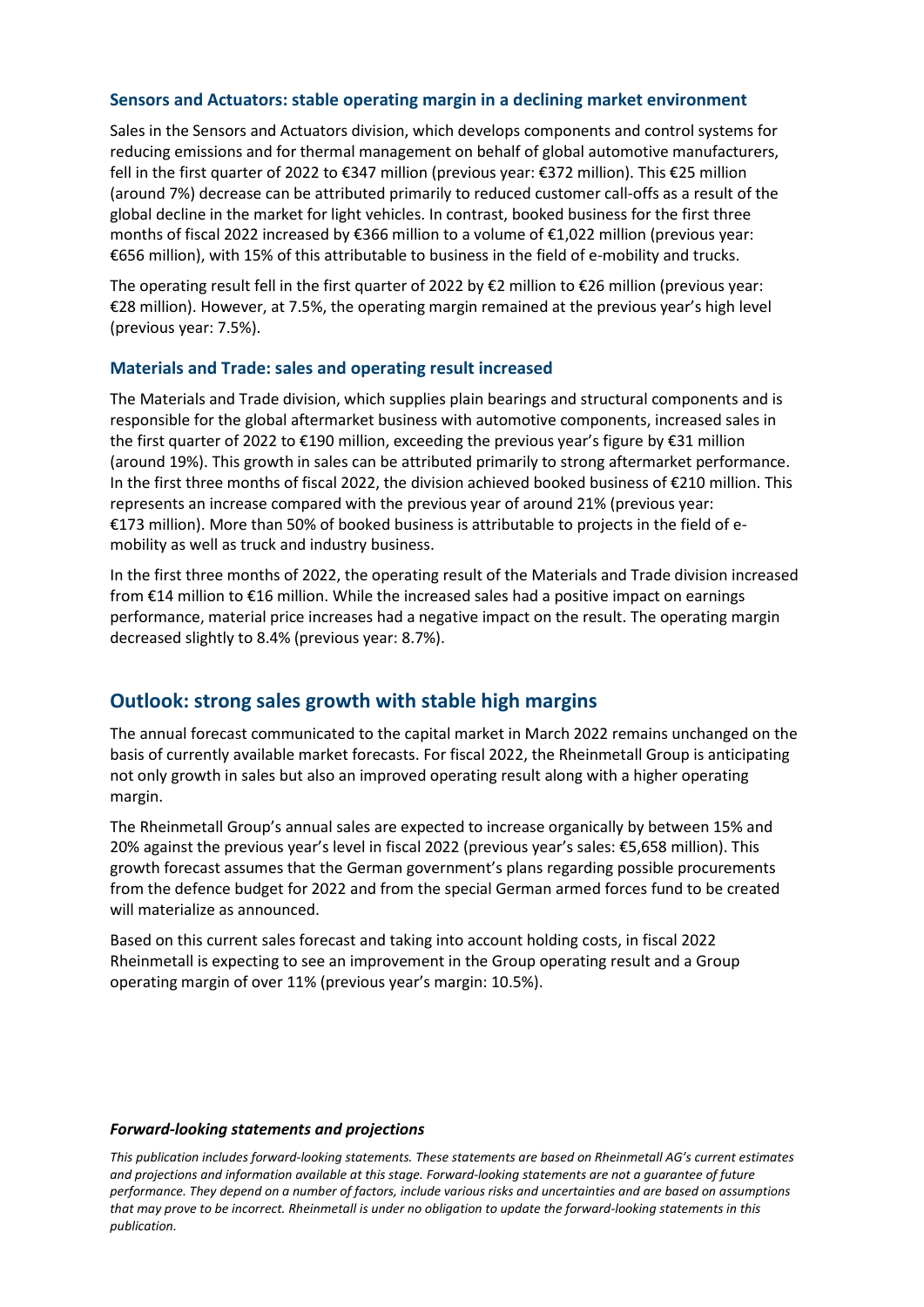### Sensors and Actuators: stable operating margin in a declining market environment

Sales in the Sensors and Actuators division, which develops components and control systems for reducing emissions and for thermal management on behalf of global automotive manufacturers, fell in the first quarter of 2022 to €347 million (previous year: €372 million). This €25 million (around 7%) decrease can be attributed primarily to reduced customer call-offs as a result of the global decline in the market for light vehicles. In contrast, booked business for the first three months of fiscal 2022 increased by €366 million to a volume of €1,022 million (previous year: €656 million), with 15% of this attributable to business in the field of e-mobility and trucks.

The operating result fell in the first quarter of 2022 by €2 million to €26 million (previous year: €28 million). However, at 7.5%, the operating margin remained at the previous year's high level (previous year: 7.5%).

### Materials and Trade: sales and operating result increased

The Materials and Trade division, which supplies plain bearings and structural components and is responsible for the global aftermarket business with automotive components, increased sales in the first quarter of 2022 to €190 million, exceeding the previous year's figure by €31 million (around 19%). This growth in sales can be attributed primarily to strong aftermarket performance. In the first three months of fiscal 2022, the division achieved booked business of €210 million. This represents an increase compared with the previous year of around 21% (previous year: €173 million). More than 50% of booked business is attributable to projects in the field of e-mobility as well as truck and industry business.

In the first three months of 2022, the operating result of the Materials and Trade division increased from €14 million to €16 million. While the increased sales had a positive impact on earnings performance, material price increases had a negative impact on the result. The operating margin decreased slightly to 8.4% (previous year: 8.7%).

## Outlook: strong sales growth with stable high margins

The annual forecast communicated to the capital market in March 2022 remains unchanged on the basis of currently available market forecasts. For fiscal 2022, the Rheinmetall Group is anticipating not only growth in sales but also an improved operating result along with a higher operating margin.

The Rheinmetall Group's annual sales are expected to increase organically by between 15% and 20% against the previous year's level in fiscal 2022 (previous year's sales: €5,658 million). This growth forecast assumes that the German government's plans regarding possible procurements from the defence budget for 2022 and from the special German armed forces fund to be created will materialize as announced.

Based on this current sales forecast and taking into account holding costs, in fiscal 2022 Rheinmetall is expecting to see an improvement in the Group operating result and a Group operating margin of over 11% (previous year's margin: 10.5%).

***Forward-looking statements and projections***

*This publication includes forward-looking statements. These statements are based on Rheinmetall AG's current estimates and projections and information available at this stage. Forward-looking statements are not a guarantee of future performance. They depend on a number of factors, include various risks and uncertainties and are based on assumptions that may prove to be incorrect. Rheinmetall is under no obligation to update the forward-looking statements in this publication.*